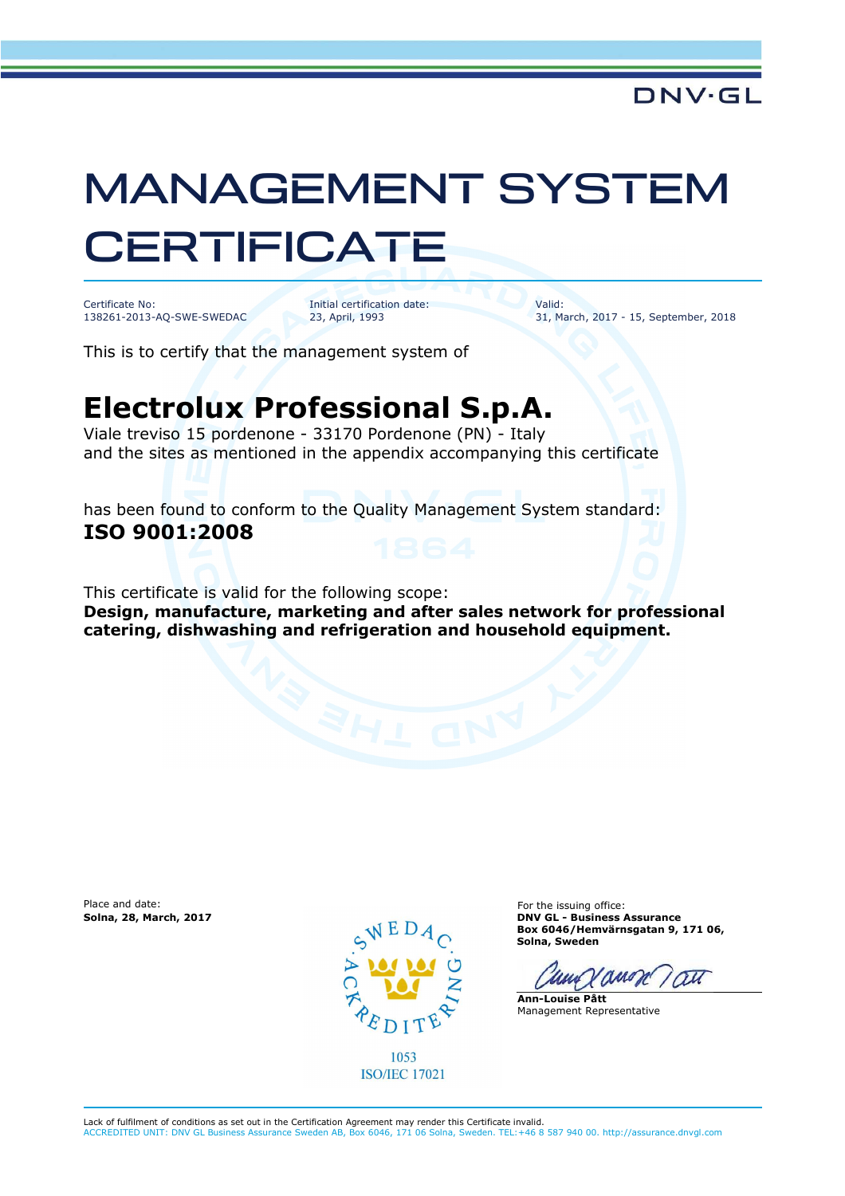DNV·GL

# MANAGEMENT SYSTEM CERTIFICATE

Certificate No:
138261-2013-AQ-SWE-SWEDAC

Initial certification date:
23, April, 1993

Valid:
31, March, 2017 - 15, September, 2018

This is to certify that the management system of

## Electrolux Professional S.p.A.

Viale treviso 15 pordenone - 33170 Pordenone (PN) - Italy
and the sites as mentioned in the appendix accompanying this certificate

has been found to conform to the Quality Management System standard:
**ISO 9001:2008**

This certificate is valid for the following scope:
**Design, manufacture, marketing and after sales network for professional catering, dishwashing and refrigeration and household equipment.**

Place and date:
**Solna, 28, March, 2017**

SWEDAC ACKREDITERING
1053
ISO/IEC 17021

For the issuing office:
**DNV GL - Business Assurance**
**Box 6046/Hemvärnsgatan 9, 171 06, Solna, Sweden**

**Ann-Louise Pått**
Management Representative

Lack of fulfilment of conditions as set out in the Certification Agreement may render this Certificate invalid.
ACCREDITED UNIT: DNV GL Business Assurance Sweden AB, Box 6046, 171 06 Solna, Sweden. TEL:+46 8 587 940 00. http://assurance.dnvgl.com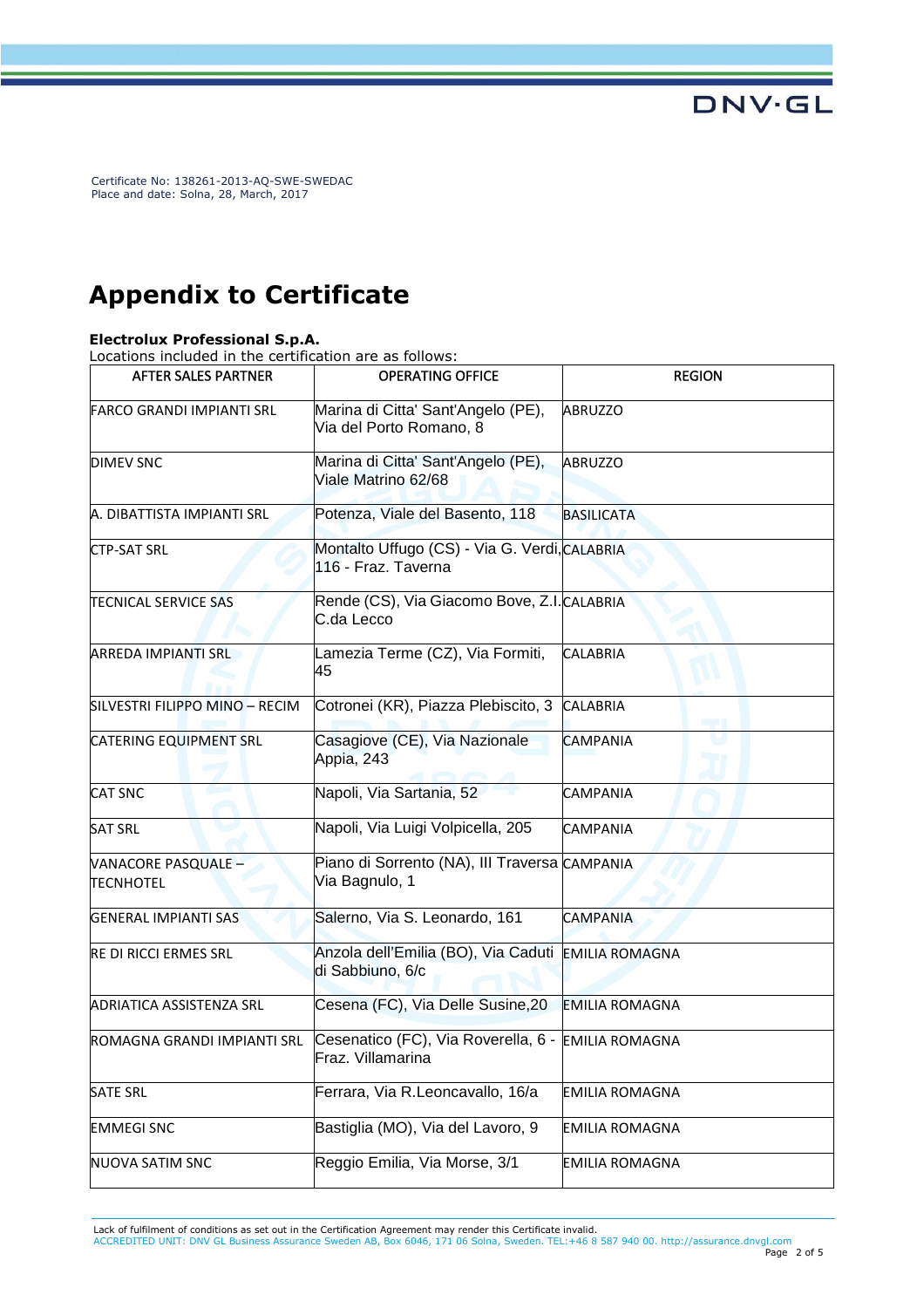Certificate No: 138261-2013-AQ-SWE-SWEDAC
Place and date: Solna, 28, March, 2017

# Appendix to Certificate

**Electrolux Professional S.p.A.**
Locations included in the certification are as follows:

| AFTER SALES PARTNER | OPERATING OFFICE | REGION |
|---|---|---|
| FARCO GRANDI IMPIANTI SRL | Marina di Citta' Sant'Angelo (PE), Via del Porto Romano, 8 | ABRUZZO |
| DIMEV SNC | Marina di Citta' Sant'Angelo (PE), Viale Matrino 62/68 | ABRUZZO |
| A. DIBATTISTA IMPIANTI SRL | Potenza, Viale del Basento, 118 | BASILICATA |
| CTP-SAT SRL | Montalto Uffugo (CS) - Via G. Verdi, 116 - Fraz. Taverna | CALABRIA |
| TECNICAL SERVICE SAS | Rende (CS), Via Giacomo Bove, Z.I. C.da Lecco | CALABRIA |
| ARREDA IMPIANTI SRL | Lamezia Terme (CZ), Via Formiti, 45 | CALABRIA |
| SILVESTRI FILIPPO MINO – RECIM | Cotronei (KR), Piazza Plebiscito, 3 | CALABRIA |
| CATERING EQUIPMENT SRL | Casagiove (CE), Via Nazionale Appia, 243 | CAMPANIA |
| CAT SNC | Napoli, Via Sartania, 52 | CAMPANIA |
| SAT SRL | Napoli, Via Luigi Volpicella, 205 | CAMPANIA |
| VANACORE PASQUALE – TECNHOTEL | Piano di Sorrento (NA), III Traversa Via Bagnulo, 1 | CAMPANIA |
| GENERAL IMPIANTI SAS | Salerno, Via S. Leonardo, 161 | CAMPANIA |
| RE DI RICCI ERMES SRL | Anzola dell'Emilia (BO), Via Caduti di Sabbiuno, 6/c | EMILIA ROMAGNA |
| ADRIATICA ASSISTENZA SRL | Cesena (FC), Via Delle Susine,20 | EMILIA ROMAGNA |
| ROMAGNA GRANDI IMPIANTI SRL | Cesenatico (FC), Via Roverella, 6 - Fraz. Villamarina | EMILIA ROMAGNA |
| SATE SRL | Ferrara, Via R.Leoncavallo, 16/a | EMILIA ROMAGNA |
| EMMEGI SNC | Bastiglia (MO), Via del Lavoro, 9 | EMILIA ROMAGNA |
| NUOVA SATIM SNC | Reggio Emilia, Via Morse, 3/1 | EMILIA ROMAGNA |

Lack of fulfilment of conditions as set out in the Certification Agreement may render this Certificate invalid.
ACCREDITED UNIT: DNV GL Business Assurance Sweden AB, Box 6046, 171 06 Solna, Sweden. TEL:+46 8 587 940 00. http://assurance.dnvgl.com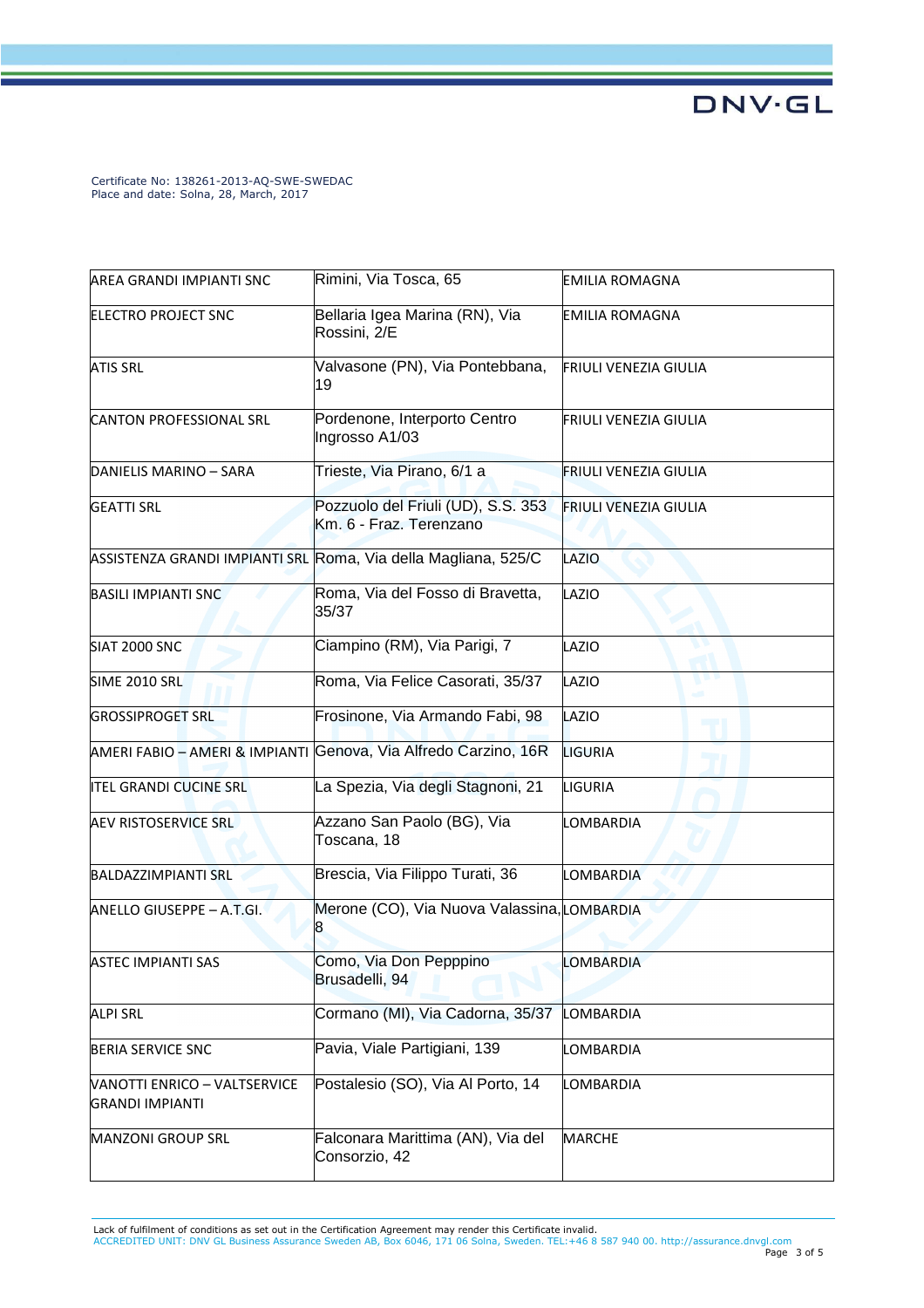Certificate No: 138261-2013-AQ-SWE-SWEDAC
Place and date: Solna, 28, March, 2017

| | | |
|---|---|---|
| AREA GRANDI IMPIANTI SNC | Rimini, Via Tosca, 65 | EMILIA ROMAGNA |
| ELECTRO PROJECT SNC | Bellaria Igea Marina (RN), Via Rossini, 2/E | EMILIA ROMAGNA |
| ATIS SRL | Valvasone (PN), Via Pontebbana, 19 | FRIULI VENEZIA GIULIA |
| CANTON PROFESSIONAL SRL | Pordenone, Interporto Centro Ingrosso A1/03 | FRIULI VENEZIA GIULIA |
| DANIELIS MARINO – SARA | Trieste, Via Pirano, 6/1 a | FRIULI VENEZIA GIULIA |
| GEATTI SRL | Pozzuolo del Friuli (UD), S.S. 353 Km. 6 - Fraz. Terenzano | FRIULI VENEZIA GIULIA |
| ASSISTENZA GRANDI IMPIANTI SRL | Roma, Via della Magliana, 525/C | LAZIO |
| BASILI IMPIANTI SNC | Roma, Via del Fosso di Bravetta, 35/37 | LAZIO |
| SIAT 2000 SNC | Ciampino (RM), Via Parigi, 7 | LAZIO |
| SIME 2010 SRL | Roma, Via Felice Casorati, 35/37 | LAZIO |
| GROSSIPROGET SRL | Frosinone, Via Armando Fabi, 98 | LAZIO |
| AMERI FABIO – AMERI & IMPIANTI | Genova, Via Alfredo Carzino, 16R | LIGURIA |
| ITEL GRANDI CUCINE SRL | La Spezia, Via degli Stagnoni, 21 | LIGURIA |
| AEV RISTOSERVICE SRL | Azzano San Paolo (BG), Via Toscana, 18 | LOMBARDIA |
| BALDAZZIMPIANTI SRL | Brescia, Via Filippo Turati, 36 | LOMBARDIA |
| ANELLO GIUSEPPE – A.T.GI. | Merone (CO), Via Nuova Valassina, 8 | LOMBARDIA |
| ASTEC IMPIANTI SAS | Como, Via Don Pepppino Brusadelli, 94 | LOMBARDIA |
| ALPI SRL | Cormano (MI), Via Cadorna, 35/37 | LOMBARDIA |
| BERIA SERVICE SNC | Pavia, Viale Partigiani, 139 | LOMBARDIA |
| VANOTTI ENRICO – VALTSERVICE GRANDI IMPIANTI | Postalesio (SO), Via Al Porto, 14 | LOMBARDIA |
| MANZONI GROUP SRL | Falconara Marittima (AN), Via del Consorzio, 42 | MARCHE |

Lack of fulfilment of conditions as set out in the Certification Agreement may render this Certificate invalid.
ACCREDITED UNIT: DNV GL Business Assurance Sweden AB, Box 6046, 171 06 Solna, Sweden. TEL:+46 8 587 940 00. http://assurance.dnvgl.com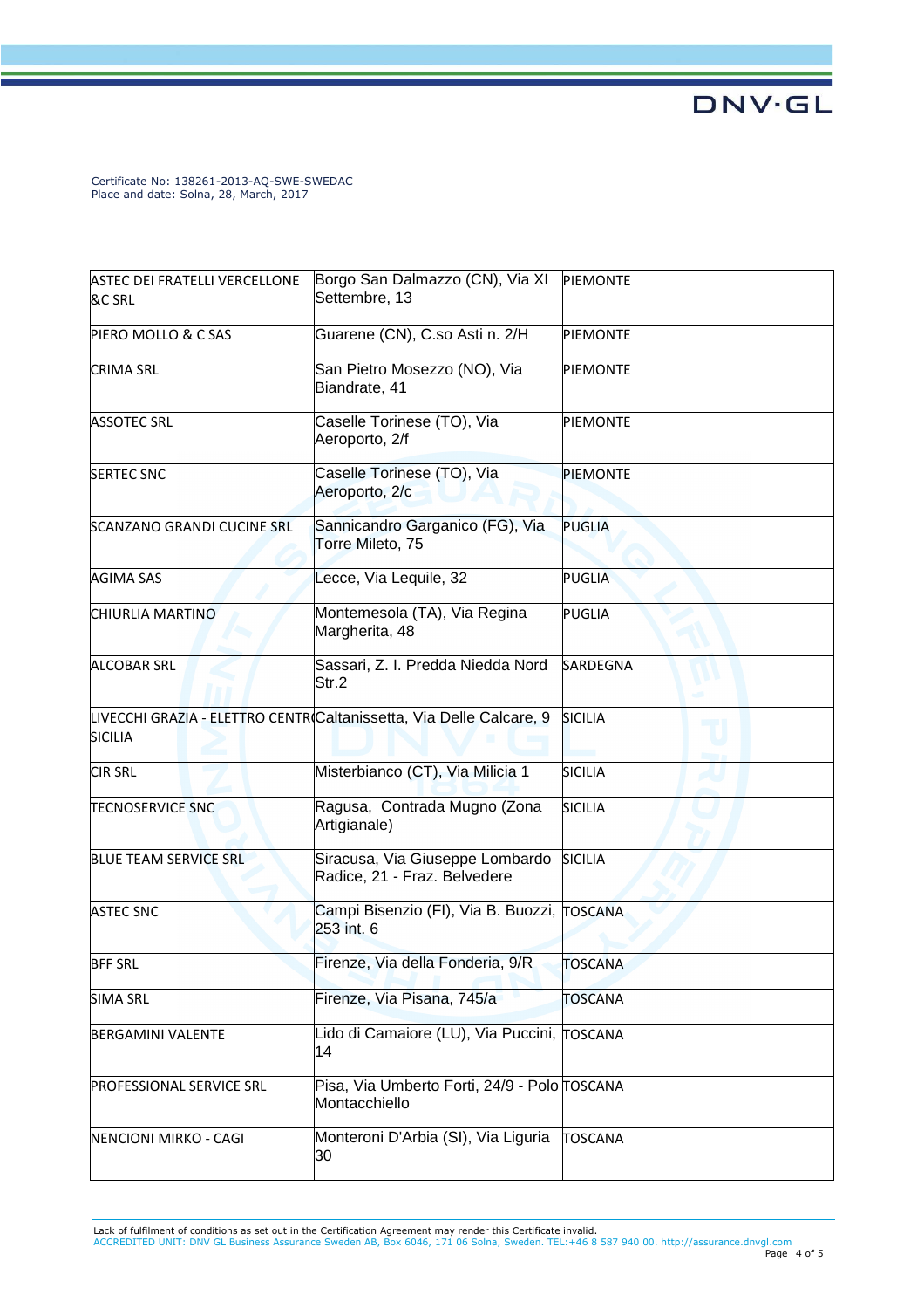Certificate No: 138261-2013-AQ-SWE-SWEDAC
Place and date: Solna, 28, March, 2017

| | | |
|---|---|---|
| ASTEC DEI FRATELLI VERCELLONE &C SRL | Borgo San Dalmazzo (CN), Via XI Settembre, 13 | PIEMONTE |
| PIERO MOLLO & C SAS | Guarene (CN), C.so Asti n. 2/H | PIEMONTE |
| CRIMA SRL | San Pietro Mosezzo (NO), Via Biandrate, 41 | PIEMONTE |
| ASSOTEC SRL | Caselle Torinese (TO), Via Aeroporto, 2/f | PIEMONTE |
| SERTEC SNC | Caselle Torinese (TO), Via Aeroporto, 2/c | PIEMONTE |
| SCANZANO GRANDI CUCINE SRL | Sannicandro Garganico (FG), Via Torre Mileto, 75 | PUGLIA |
| AGIMA SAS | Lecce, Via Lequile, 32 | PUGLIA |
| CHIURLIA MARTINO | Montemesola (TA), Via Regina Margherita, 48 | PUGLIA |
| ALCOBAR SRL | Sassari, Z. I. Predda Niedda Nord Str.2 | SARDEGNA |
| LIVECCHI GRAZIA - ELETTRO CENTRO SICILIA | Caltanissetta, Via Delle Calcare, 9 | SICILIA |
| CIR SRL | Misterbianco (CT), Via Milicia 1 | SICILIA |
| TECNOSERVICE SNC | Ragusa, Contrada Mugno (Zona Artigianale) | SICILIA |
| BLUE TEAM SERVICE SRL | Siracusa, Via Giuseppe Lombardo Radice, 21 - Fraz. Belvedere | SICILIA |
| ASTEC SNC | Campi Bisenzio (FI), Via B. Buozzi, 253 int. 6 | TOSCANA |
| BFF SRL | Firenze, Via della Fonderia, 9/R | TOSCANA |
| SIMA SRL | Firenze, Via Pisana, 745/a | TOSCANA |
| BERGAMINI VALENTE | Lido di Camaiore (LU), Via Puccini, 14 | TOSCANA |
| PROFESSIONAL SERVICE SRL | Pisa, Via Umberto Forti, 24/9 - Polo Montacchiello | TOSCANA |
| NENCIONI MIRKO - CAGI | Monteroni D'Arbia (SI), Via Liguria 30 | TOSCANA |

Lack of fulfilment of conditions as set out in the Certification Agreement may render this Certificate invalid.
ACCREDITED UNIT: DNV GL Business Assurance Sweden AB, Box 6046, 171 06 Solna, Sweden. TEL:+46 8 587 940 00. http://assurance.dnvgl.com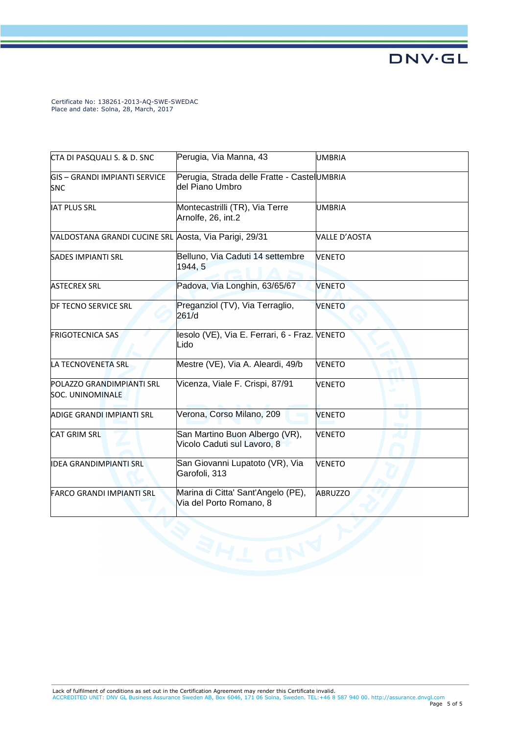Certificate No: 138261-2013-AQ-SWE-SWEDAC
Place and date: Solna, 28, March, 2017

| | | |
|---|---|---|
| CTA DI PASQUALI S. & D. SNC | Perugia, Via Manna, 43 | UMBRIA |
| GIS – GRANDI IMPIANTI SERVICE SNC | Perugia, Strada delle Fratte - Castel del Piano Umbro | UMBRIA |
| IAT PLUS SRL | Montecastrilli (TR), Via Terre Arnolfe, 26, int.2 | UMBRIA |
| VALDOSTANA GRANDI CUCINE SRL | Aosta, Via Parigi, 29/31 | VALLE D'AOSTA |
| SADES IMPIANTI SRL | Belluno, Via Caduti 14 settembre 1944, 5 | VENETO |
| ASTECREX SRL | Padova, Via Longhin, 63/65/67 | VENETO |
| DF TECNO SERVICE SRL | Preganziol (TV), Via Terraglio, 261/d | VENETO |
| FRIGOTECNICA SAS | Iesolo (VE), Via E. Ferrari, 6 - Fraz. Lido | VENETO |
| LA TECNOVENETA SRL | Mestre (VE), Via A. Aleardi, 49/b | VENETO |
| POLAZZO GRANDIMPIANTI SRL SOC. UNINOMINALE | Vicenza, Viale F. Crispi, 87/91 | VENETO |
| ADIGE GRANDI IMPIANTI SRL | Verona, Corso Milano, 209 | VENETO |
| CAT GRIM SRL | San Martino Buon Albergo (VR), Vicolo Caduti sul Lavoro, 8 | VENETO |
| IDEA GRANDIMPIANTI SRL | San Giovanni Lupatoto (VR), Via Garofoli, 313 | VENETO |
| FARCO GRANDI IMPIANTI SRL | Marina di Citta' Sant'Angelo (PE), Via del Porto Romano, 8 | ABRUZZO |

Lack of fulfilment of conditions as set out in the Certification Agreement may render this Certificate invalid.
ACCREDITED UNIT: DNV GL Business Assurance Sweden AB, Box 6046, 171 06 Solna, Sweden. TEL:+46 8 587 940 00. http://assurance.dnvgl.com